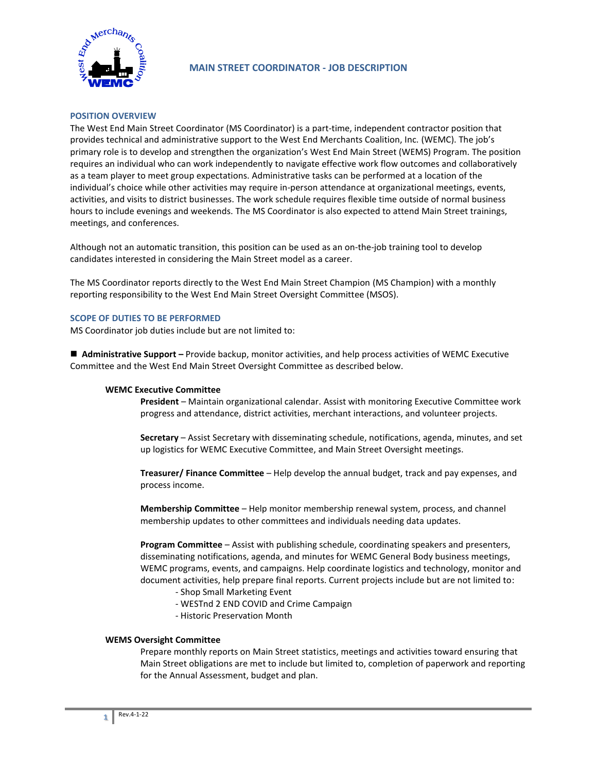# MAIN STREET COORDINATOR - JOB DESCRIPTION

## POSITION OVERVIEW

The West End Main Street Coordinator (MS Coordinator) is a part-time, independent contractor position that provides technical and administrative support to the West End Merchants Coalition, Inc. (WEMC). The job's primary role is to develop and strengthen the organization's West End Main Street (WEMS) Program. The position requires an individual who can work independently to navigate effective work flow outcomes and collaboratively as a team player to meet group expectations. Administrative tasks can be performed at a location of the individual's choice while other activities may require in-person attendance at organizational meetings, events, activities, and visits to district businesses. The work schedule requires flexible time outside of normal business hours to include evenings and weekends. The MS Coordinator is also expected to attend Main Street trainings, meetings, and conferences.

Although not an automatic transition, this position can be used as an on-the-job training tool to develop candidates interested in considering the Main Street model as a career.

The MS Coordinator reports directly to the West End Main Street Champion (MS Champion) with a monthly reporting responsibility to the West End Main Street Oversight Committee (MSOS).

## SCOPE OF DUTIES TO BE PERFORMED

MS Coordinator job duties include but are not limited to:

■ **Administrative Support –** Provide backup, monitor activities, and help process activities of WEMC Executive Committee and the West End Main Street Oversight Committee as described below.

### WEMC Executive Committee

**President** – Maintain organizational calendar. Assist with monitoring Executive Committee work progress and attendance, district activities, merchant interactions, and volunteer projects.

**Secretary** – Assist Secretary with disseminating schedule, notifications, agenda, minutes, and set up logistics for WEMC Executive Committee, and Main Street Oversight meetings.

**Treasurer/ Finance Committee** – Help develop the annual budget, track and pay expenses, and process income.

**Membership Committee** – Help monitor membership renewal system, process, and channel membership updates to other committees and individuals needing data updates.

**Program Committee** – Assist with publishing schedule, coordinating speakers and presenters, disseminating notifications, agenda, and minutes for WEMC General Body business meetings, WEMC programs, events, and campaigns. Help coordinate logistics and technology, monitor and document activities, help prepare final reports. Current projects include but are not limited to:

- Shop Small Marketing Event
- WESTnd 2 END COVID and Crime Campaign
- Historic Preservation Month

### WEMS Oversight Committee

Prepare monthly reports on Main Street statistics, meetings and activities toward ensuring that Main Street obligations are met to include but limited to, completion of paperwork and reporting for the Annual Assessment, budget and plan.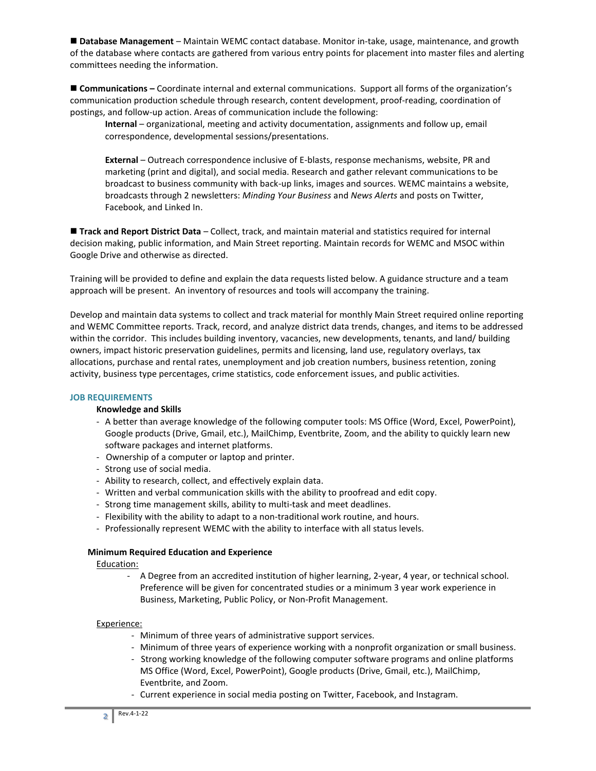■ **Database Management** – Maintain WEMC contact database. Monitor in-take, usage, maintenance, and growth of the database where contacts are gathered from various entry points for placement into master files and alerting committees needing the information.

■ **Communications –** Coordinate internal and external communications. Support all forms of the organization's communication production schedule through research, content development, proof-reading, coordination of postings, and follow-up action. Areas of communication include the following:

> **Internal** – organizational, meeting and activity documentation, assignments and follow up, email correspondence, developmental sessions/presentations.
>
> **External** – Outreach correspondence inclusive of E-blasts, response mechanisms, website, PR and marketing (print and digital), and social media. Research and gather relevant communications to be broadcast to business community with back-up links, images and sources. WEMC maintains a website, broadcasts through 2 newsletters: *Minding Your Business* and *News Alerts* and posts on Twitter, Facebook, and Linked In.

■ **Track and Report District Data** – Collect, track, and maintain material and statistics required for internal decision making, public information, and Main Street reporting. Maintain records for WEMC and MSOC within Google Drive and otherwise as directed.

Training will be provided to define and explain the data requests listed below. A guidance structure and a team approach will be present. An inventory of resources and tools will accompany the training.

Develop and maintain data systems to collect and track material for monthly Main Street required online reporting and WEMC Committee reports. Track, record, and analyze district data trends, changes, and items to be addressed within the corridor. This includes building inventory, vacancies, new developments, tenants, and land/ building owners, impact historic preservation guidelines, permits and licensing, land use, regulatory overlays, tax allocations, purchase and rental rates, unemployment and job creation numbers, business retention, zoning activity, business type percentages, crime statistics, code enforcement issues, and public activities.

## JOB REQUIREMENTS

**Knowledge and Skills**

- A better than average knowledge of the following computer tools: MS Office (Word, Excel, PowerPoint), Google products (Drive, Gmail, etc.), MailChimp, Eventbrite, Zoom, and the ability to quickly learn new software packages and internet platforms.
- Ownership of a computer or laptop and printer.
- Strong use of social media.
- Ability to research, collect, and effectively explain data.
- Written and verbal communication skills with the ability to proofread and edit copy.
- Strong time management skills, ability to multi-task and meet deadlines.
- Flexibility with the ability to adapt to a non-traditional work routine, and hours.
- Professionally represent WEMC with the ability to interface with all status levels.

**Minimum Required Education and Experience**

<u>Education:</u>

- A Degree from an accredited institution of higher learning, 2-year, 4 year, or technical school. Preference will be given for concentrated studies or a minimum 3 year work experience in Business, Marketing, Public Policy, or Non-Profit Management.

<u>Experience:</u>

- Minimum of three years of administrative support services.
- Minimum of three years of experience working with a nonprofit organization or small business.
- Strong working knowledge of the following computer software programs and online platforms MS Office (Word, Excel, PowerPoint), Google products (Drive, Gmail, etc.), MailChimp, Eventbrite, and Zoom.
- Current experience in social media posting on Twitter, Facebook, and Instagram.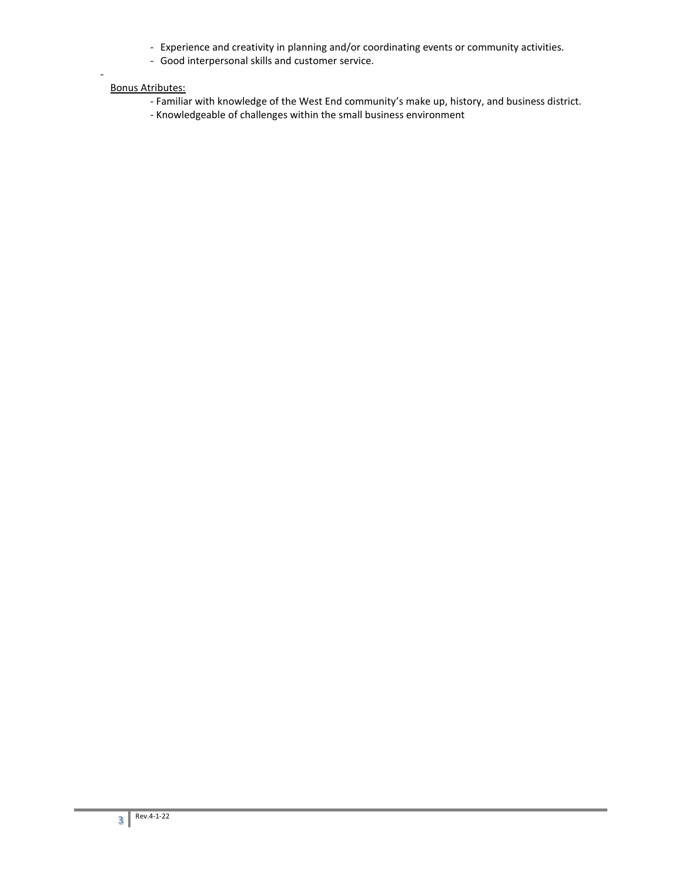- Experience and creativity in planning and/or coordinating events or community activities.
- Good interpersonal skills and customer service.

Bonus Atributes:

- Familiar with knowledge of the West End community's make up, history, and business district.
- Knowledgeable of challenges within the small business environment